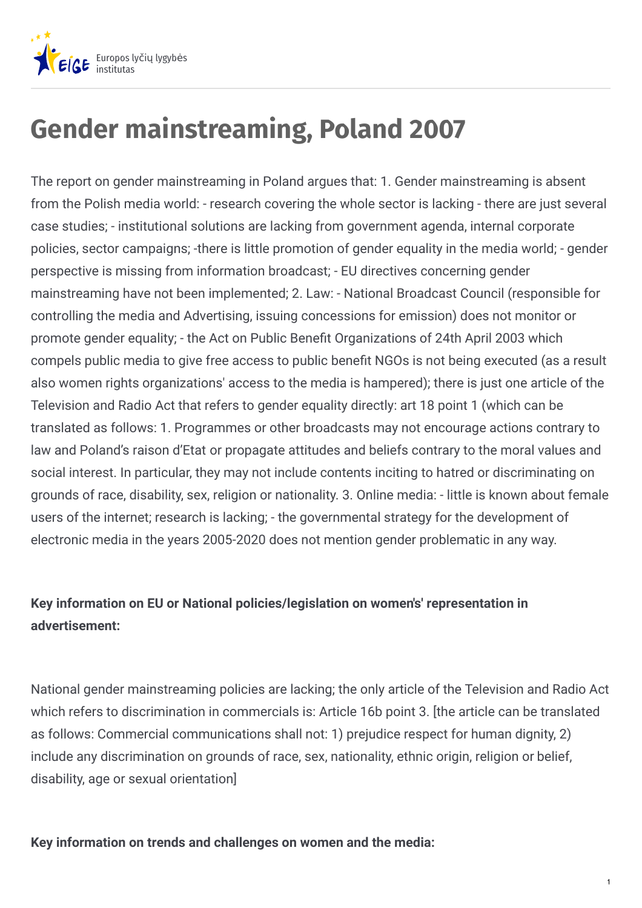# Gender mainstreaming, Poland 2007

The report on gender mainstreaming in Poland argues that: 1. Gender mainstreaming is absent from the Polish media world: - research covering the whole sector is lacking - there are just several case studies; - institutional solutions are lacking from government agenda, internal corporate policies, sector campaigns; -there is little promotion of gender equality in the media world; - gender perspective is missing from information broadcast; - EU directives concerning gender mainstreaming have not been implemented; 2. Law: - National Broadcast Council (responsible for controlling the media and Advertising, issuing concessions for emission) does not monitor or promote gender equality; - the Act on Public Benefit Organizations of 24th April 2003 which compels public media to give free access to public benefit NGOs is not being executed (as a result also women rights organizations' access to the media is hampered); there is just one article of the Television and Radio Act that refers to gender equality directly: art 18 point 1 (which can be translated as follows: 1. Programmes or other broadcasts may not encourage actions contrary to law and Poland's raison d'Etat or propagate attitudes and beliefs contrary to the moral values and social interest. In particular, they may not include contents inciting to hatred or discriminating on grounds of race, disability, sex, religion or nationality. 3. Online media: - little is known about female users of the internet; research is lacking; - the governmental strategy for the development of electronic media in the years 2005-2020 does not mention gender problematic in any way.

**Key information on EU or National policies/legislation on women's' representation in advertisement:**

National gender mainstreaming policies are lacking; the only article of the Television and Radio Act which refers to discrimination in commercials is: Article 16b point 3. [the article can be translated as follows: Commercial communications shall not: 1) prejudice respect for human dignity, 2) include any discrimination on grounds of race, sex, nationality, ethnic origin, religion or belief, disability, age or sexual orientation]

**Key information on trends and challenges on women and the media:**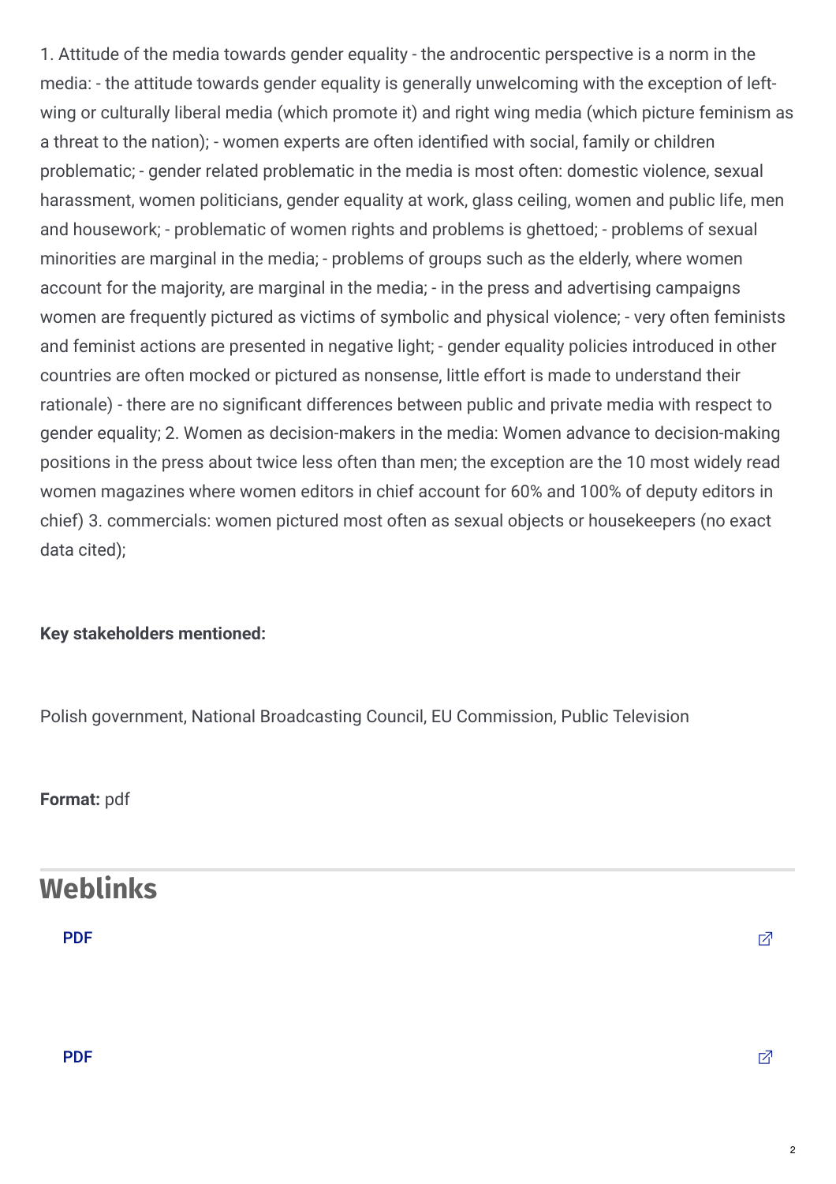1. Attitude of the media towards gender equality - the androcentic perspective is a norm in the media: - the attitude towards gender equality is generally unwelcoming with the exception of left-wing or culturally liberal media (which promote it) and right wing media (which picture feminism as a threat to the nation); - women experts are often identified with social, family or children problematic; - gender related problematic in the media is most often: domestic violence, sexual harassment, women politicians, gender equality at work, glass ceiling, women and public life, men and housework; - problematic of women rights and problems is ghettoed; - problems of sexual minorities are marginal in the media; - problems of groups such as the elderly, where women account for the majority, are marginal in the media; - in the press and advertising campaigns women are frequently pictured as victims of symbolic and physical violence; - very often feminists and feminist actions are presented in negative light; - gender equality policies introduced in other countries are often mocked or pictured as nonsense, little effort is made to understand their rationale) - there are no significant differences between public and private media with respect to gender equality; 2. Women as decision-makers in the media: Women advance to decision-making positions in the press about twice less often than men; the exception are the 10 most widely read women magazines where women editors in chief account for 60% and 100% of deputy editors in chief) 3. commercials: women pictured most often as sexual objects or housekeepers (no exact data cited);

**Key stakeholders mentioned:**

Polish government, National Broadcasting Council, EU Commission, Public Television

**Format:** pdf

## Weblinks

PDF

PDF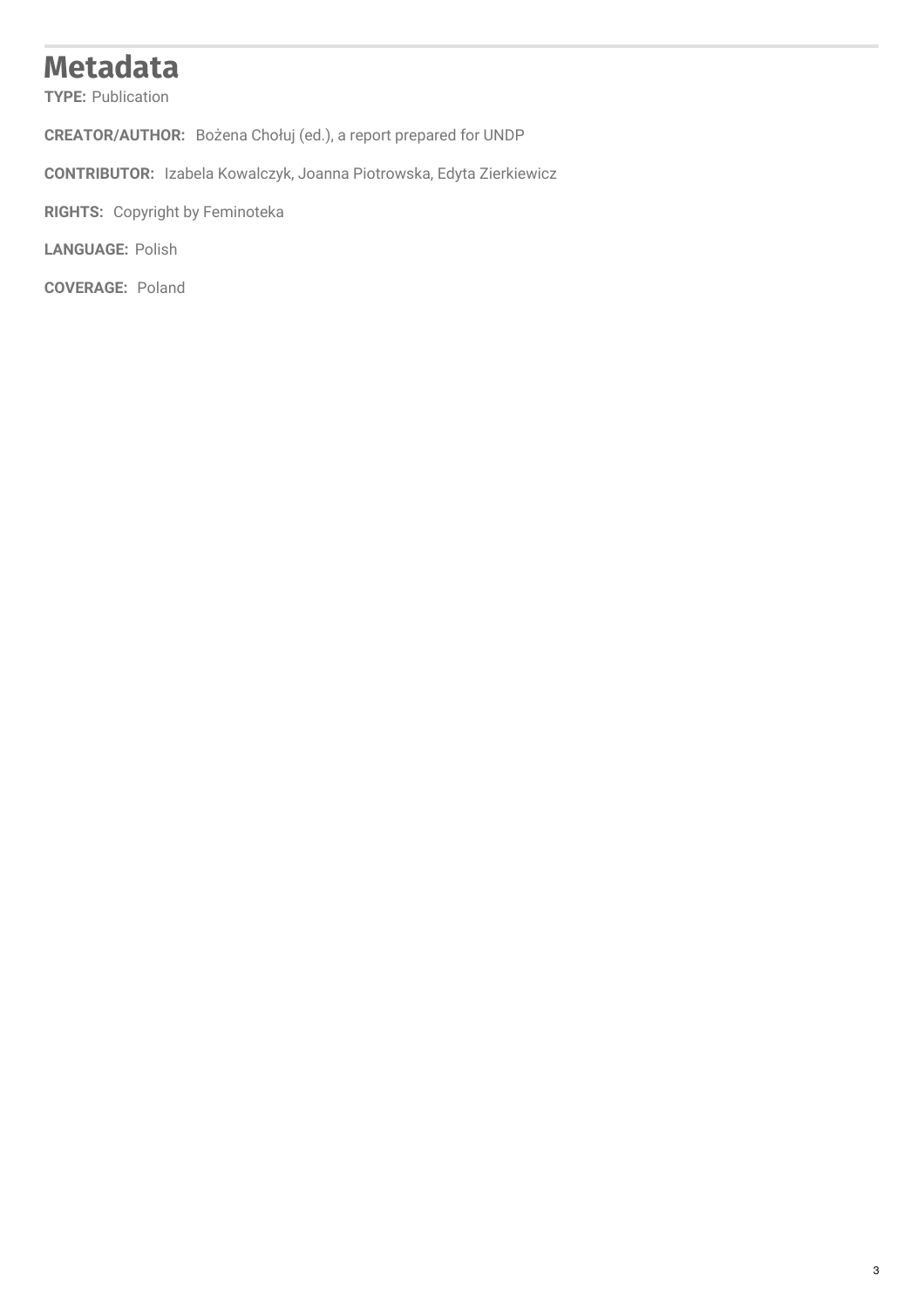# Metadata

**TYPE:** Publication

**CREATOR/AUTHOR:** Bożena Chołuj (ed.), a report prepared for UNDP

**CONTRIBUTOR:** Izabela Kowalczyk, Joanna Piotrowska, Edyta Zierkiewicz

**RIGHTS:** Copyright by Feminoteka

**LANGUAGE:** Polish

**COVERAGE:** Poland